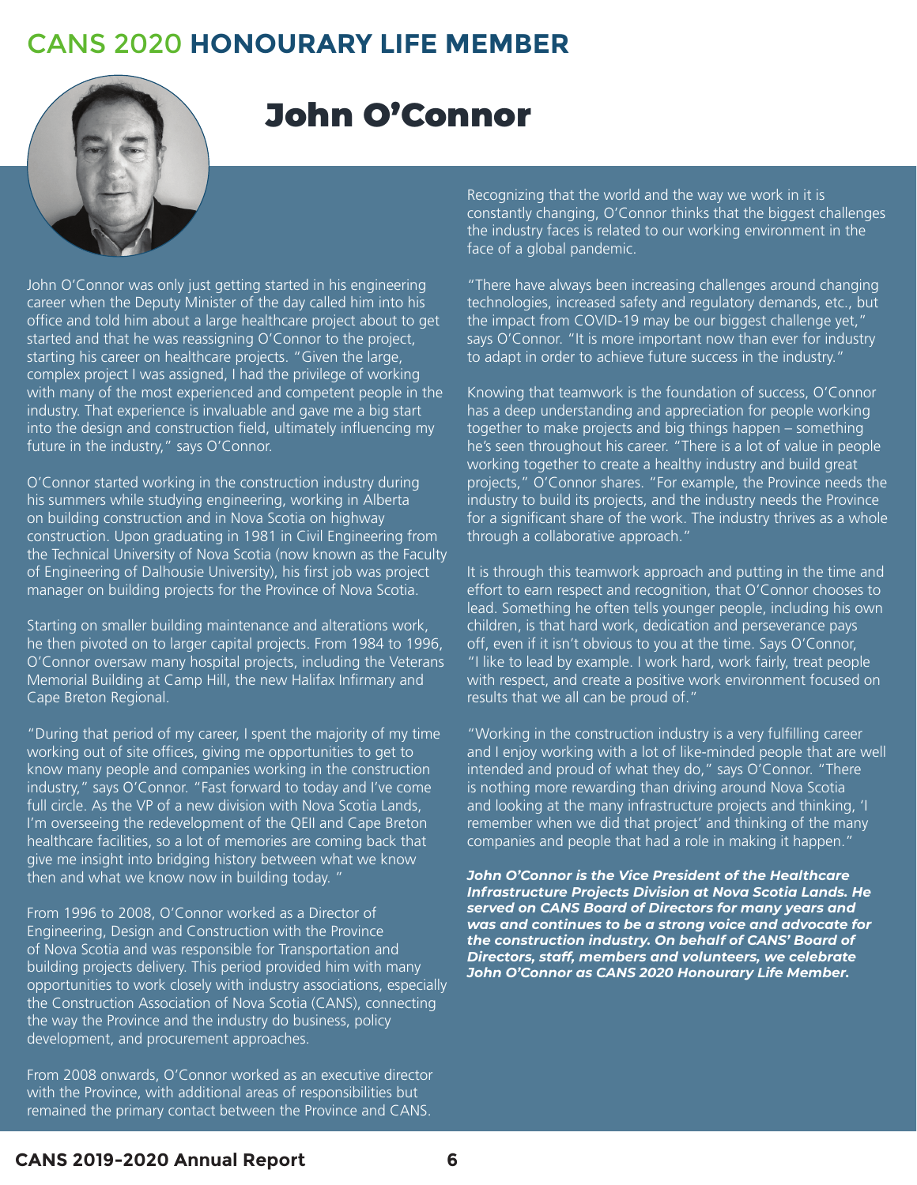# CANS 2020 HONOURARY LIFE MEMBER

## John O'Connor

John O'Connor was only just getting started in his engineering career when the Deputy Minister of the day called him into his office and told him about a large healthcare project about to get started and that he was reassigning O'Connor to the project, starting his career on healthcare projects. "Given the large, complex project I was assigned, I had the privilege of working with many of the most experienced and competent people in the industry. That experience is invaluable and gave me a big start into the design and construction field, ultimately influencing my future in the industry," says O'Connor.

O'Connor started working in the construction industry during his summers while studying engineering, working in Alberta on building construction and in Nova Scotia on highway construction. Upon graduating in 1981 in Civil Engineering from the Technical University of Nova Scotia (now known as the Faculty of Engineering of Dalhousie University), his first job was project manager on building projects for the Province of Nova Scotia.

Starting on smaller building maintenance and alterations work, he then pivoted on to larger capital projects. From 1984 to 1996, O'Connor oversaw many hospital projects, including the Veterans Memorial Building at Camp Hill, the new Halifax Infirmary and Cape Breton Regional.

"During that period of my career, I spent the majority of my time working out of site offices, giving me opportunities to get to know many people and companies working in the construction industry," says O'Connor. "Fast forward to today and I've come full circle. As the VP of a new division with Nova Scotia Lands, I'm overseeing the redevelopment of the QEII and Cape Breton healthcare facilities, so a lot of memories are coming back that give me insight into bridging history between what we know then and what we know now in building today. "

From 1996 to 2008, O'Connor worked as a Director of Engineering, Design and Construction with the Province of Nova Scotia and was responsible for Transportation and building projects delivery. This period provided him with many opportunities to work closely with industry associations, especially the Construction Association of Nova Scotia (CANS), connecting the way the Province and the industry do business, policy development, and procurement approaches.

From 2008 onwards, O'Connor worked as an executive director with the Province, with additional areas of responsibilities but remained the primary contact between the Province and CANS.

Recognizing that the world and the way we work in it is constantly changing, O'Connor thinks that the biggest challenges the industry faces is related to our working environment in the face of a global pandemic.

"There have always been increasing challenges around changing technologies, increased safety and regulatory demands, etc., but the impact from COVID-19 may be our biggest challenge yet," says O'Connor. "It is more important now than ever for industry to adapt in order to achieve future success in the industry."

Knowing that teamwork is the foundation of success, O'Connor has a deep understanding and appreciation for people working together to make projects and big things happen – something he's seen throughout his career. "There is a lot of value in people working together to create a healthy industry and build great projects," O'Connor shares. "For example, the Province needs the industry to build its projects, and the industry needs the Province for a significant share of the work. The industry thrives as a whole through a collaborative approach."

It is through this teamwork approach and putting in the time and effort to earn respect and recognition, that O'Connor chooses to lead. Something he often tells younger people, including his own children, is that hard work, dedication and perseverance pays off, even if it isn't obvious to you at the time. Says O'Connor, "I like to lead by example. I work hard, work fairly, treat people with respect, and create a positive work environment focused on results that we all can be proud of."

"Working in the construction industry is a very fulfilling career and I enjoy working with a lot of like-minded people that are well intended and proud of what they do," says O'Connor. "There is nothing more rewarding than driving around Nova Scotia and looking at the many infrastructure projects and thinking, 'I remember when we did that project' and thinking of the many companies and people that had a role in making it happen."

***John O'Connor is the Vice President of the Healthcare Infrastructure Projects Division at Nova Scotia Lands. He served on CANS Board of Directors for many years and was and continues to be a strong voice and advocate for the construction industry. On behalf of CANS' Board of Directors, staff, members and volunteers, we celebrate John O'Connor as CANS 2020 Honourary Life Member.***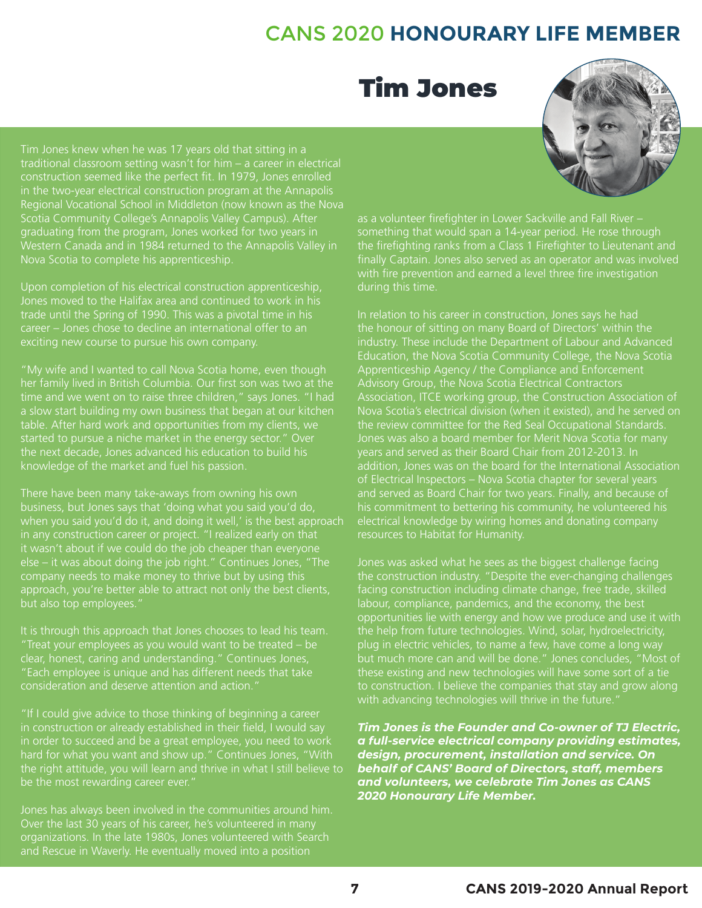# CANS 2020 HONOURARY LIFE MEMBER

## Tim Jones

Tim Jones knew when he was 17 years old that sitting in a traditional classroom setting wasn't for him – a career in electrical construction seemed like the perfect fit. In 1979, Jones enrolled in the two-year electrical construction program at the Annapolis Regional Vocational School in Middleton (now known as the Nova Scotia Community College's Annapolis Valley Campus). After graduating from the program, Jones worked for two years in Western Canada and in 1984 returned to the Annapolis Valley in Nova Scotia to complete his apprenticeship.

Upon completion of his electrical construction apprenticeship, Jones moved to the Halifax area and continued to work in his trade until the Spring of 1990. This was a pivotal time in his career – Jones chose to decline an international offer to an exciting new course to pursue his own company.

"My wife and I wanted to call Nova Scotia home, even though her family lived in British Columbia. Our first son was two at the time and we went on to raise three children," says Jones. "I had a slow start building my own business that began at our kitchen table. After hard work and opportunities from my clients, we started to pursue a niche market in the energy sector." Over the next decade, Jones advanced his education to build his knowledge of the market and fuel his passion.

There have been many take-aways from owning his own business, but Jones says that 'doing what you said you'd do, when you said you'd do it, and doing it well,' is the best approach in any construction career or project. "I realized early on that it wasn't about if we could do the job cheaper than everyone else – it was about doing the job right." Continues Jones, "The company needs to make money to thrive but by using this approach, you're better able to attract not only the best clients, but also top employees."

It is through this approach that Jones chooses to lead his team. "Treat your employees as you would want to be treated – be clear, honest, caring and understanding." Continues Jones, "Each employee is unique and has different needs that take consideration and deserve attention and action."

"If I could give advice to those thinking of beginning a career in construction or already established in their field, I would say in order to succeed and be a great employee, you need to work hard for what you want and show up." Continues Jones, "With the right attitude, you will learn and thrive in what I still believe to be the most rewarding career ever."

Jones has always been involved in the communities around him. Over the last 30 years of his career, he's volunteered in many organizations. In the late 1980s, Jones volunteered with Search and Rescue in Waverly. He eventually moved into a position as a volunteer firefighter in Lower Sackville and Fall River – something that would span a 14-year period. He rose through the firefighting ranks from a Class 1 Firefighter to Lieutenant and finally Captain. Jones also served as an operator and was involved with fire prevention and earned a level three fire investigation during this time.

In relation to his career in construction, Jones says he had the honour of sitting on many Board of Directors' within the industry. These include the Department of Labour and Advanced Education, the Nova Scotia Community College, the Nova Scotia Apprenticeship Agency / the Compliance and Enforcement Advisory Group, the Nova Scotia Electrical Contractors Association, ITCE working group, the Construction Association of Nova Scotia's electrical division (when it existed), and he served on the review committee for the Red Seal Occupational Standards. Jones was also a board member for Merit Nova Scotia for many years and served as their Board Chair from 2012-2013. In addition, Jones was on the board for the International Association of Electrical Inspectors – Nova Scotia chapter for several years and served as Board Chair for two years. Finally, and because of his commitment to bettering his community, he volunteered his electrical knowledge by wiring homes and donating company resources to Habitat for Humanity.

Jones was asked what he sees as the biggest challenge facing the construction industry. "Despite the ever-changing challenges facing construction including climate change, free trade, skilled labour, compliance, pandemics, and the economy, the best opportunities lie with energy and how we produce and use it with the help from future technologies. Wind, solar, hydroelectricity, plug in electric vehicles, to name a few, have come a long way but much more can and will be done." Jones concludes, "Most of these existing and new technologies will have some sort of a tie to construction. I believe the companies that stay and grow along with advancing technologies will thrive in the future."

***Tim Jones is the Founder and Co-owner of TJ Electric, a full-service electrical company providing estimates, design, procurement, installation and service. On behalf of CANS' Board of Directors, staff, members and volunteers, we celebrate Tim Jones as CANS 2020 Honourary Life Member.***